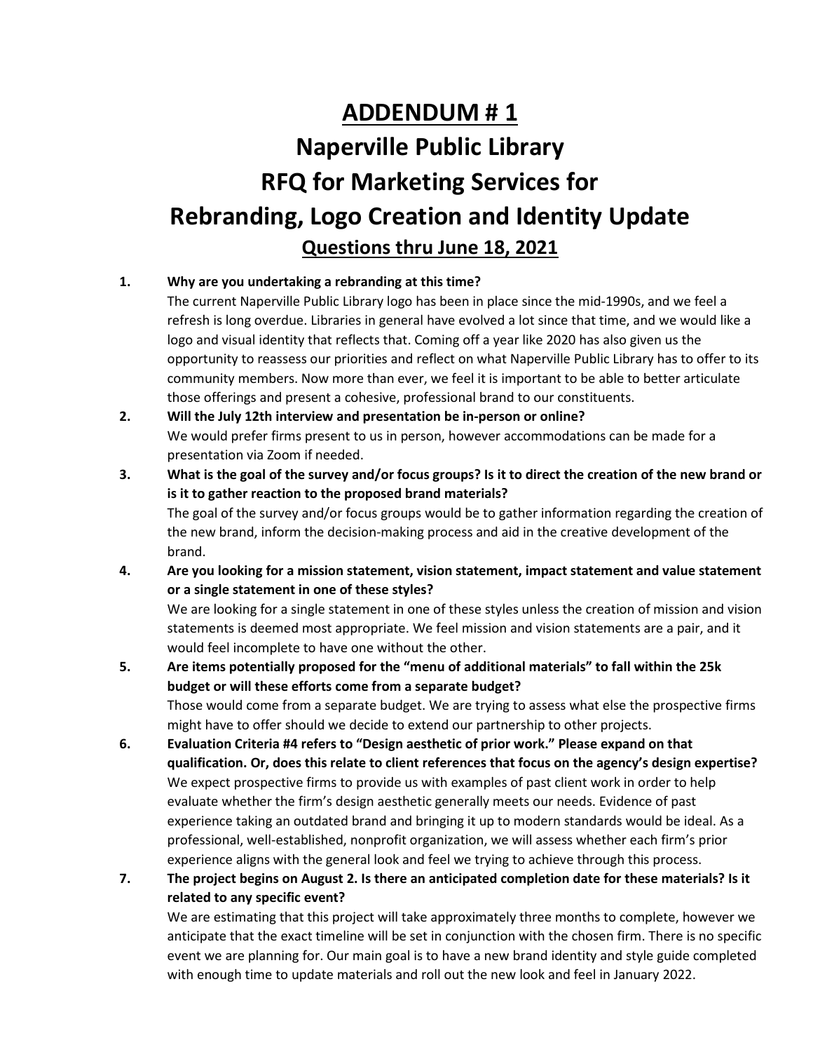# ADDENDUM # 1

# Naperville Public Library

# RFQ for Marketing Services for

# Rebranding, Logo Creation and Identity Update

## Questions thru June 18, 2021

1. **Why are you undertaking a rebranding at this time?**
   The current Naperville Public Library logo has been in place since the mid-1990s, and we feel a refresh is long overdue. Libraries in general have evolved a lot since that time, and we would like a logo and visual identity that reflects that. Coming off a year like 2020 has also given us the opportunity to reassess our priorities and reflect on what Naperville Public Library has to offer to its community members. Now more than ever, we feel it is important to be able to better articulate those offerings and present a cohesive, professional brand to our constituents.

2. **Will the July 12th interview and presentation be in-person or online?**
   We would prefer firms present to us in person, however accommodations can be made for a presentation via Zoom if needed.

3. **What is the goal of the survey and/or focus groups? Is it to direct the creation of the new brand or is it to gather reaction to the proposed brand materials?**
   The goal of the survey and/or focus groups would be to gather information regarding the creation of the new brand, inform the decision-making process and aid in the creative development of the brand.

4. **Are you looking for a mission statement, vision statement, impact statement and value statement or a single statement in one of these styles?**
   We are looking for a single statement in one of these styles unless the creation of mission and vision statements is deemed most appropriate. We feel mission and vision statements are a pair, and it would feel incomplete to have one without the other.

5. **Are items potentially proposed for the "menu of additional materials" to fall within the 25k budget or will these efforts come from a separate budget?**
   Those would come from a separate budget. We are trying to assess what else the prospective firms might have to offer should we decide to extend our partnership to other projects.

6. **Evaluation Criteria #4 refers to "Design aesthetic of prior work." Please expand on that qualification. Or, does this relate to client references that focus on the agency's design expertise?**
   We expect prospective firms to provide us with examples of past client work in order to help evaluate whether the firm's design aesthetic generally meets our needs. Evidence of past experience taking an outdated brand and bringing it up to modern standards would be ideal. As a professional, well-established, nonprofit organization, we will assess whether each firm's prior experience aligns with the general look and feel we trying to achieve through this process.

7. **The project begins on August 2. Is there an anticipated completion date for these materials? Is it related to any specific event?**
   We are estimating that this project will take approximately three months to complete, however we anticipate that the exact timeline will be set in conjunction with the chosen firm. There is no specific event we are planning for. Our main goal is to have a new brand identity and style guide completed with enough time to update materials and roll out the new look and feel in January 2022.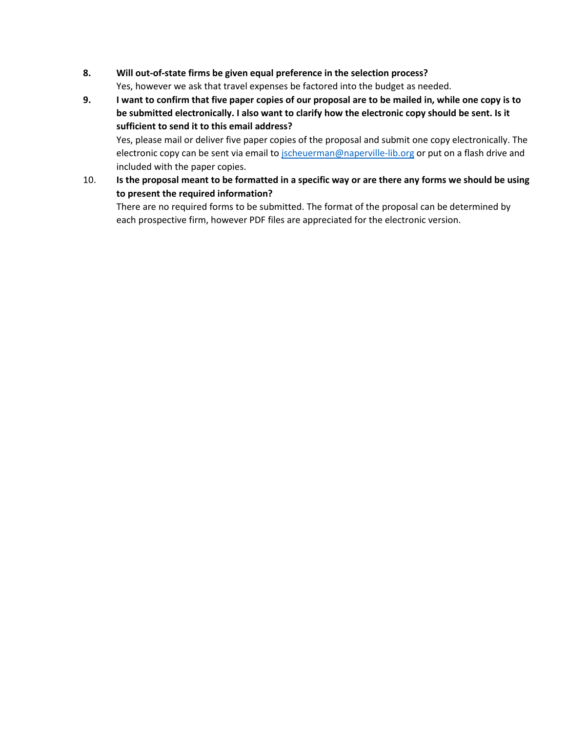**8.** **Will out-of-state firms be given equal preference in the selection process?**

Yes, however we ask that travel expenses be factored into the budget as needed.

**9.** **I want to confirm that five paper copies of our proposal are to be mailed in, while one copy is to be submitted electronically. I also want to clarify how the electronic copy should be sent. Is it sufficient to send it to this email address?**

Yes, please mail or deliver five paper copies of the proposal and submit one copy electronically. The electronic copy can be sent via email to jscheuerman@naperville-lib.org or put on a flash drive and included with the paper copies.

10. **Is the proposal meant to be formatted in a specific way or are there any forms we should be using to present the required information?**

There are no required forms to be submitted. The format of the proposal can be determined by each prospective firm, however PDF files are appreciated for the electronic version.